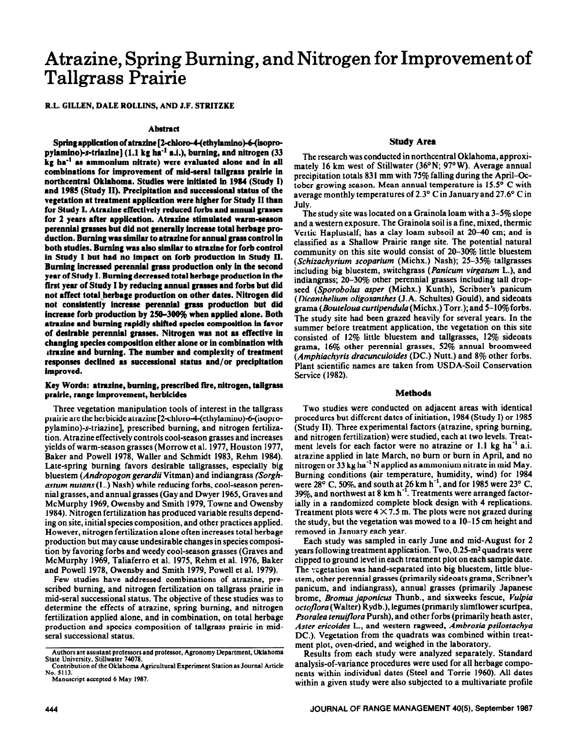# Atrazine, Spring Burning, and Nitrogen for Improvement of Tallgrass Prairie

R.L. GILLEN, DALE ROLLINS, AND J.F. STRITZKE

## Abstract

**Spring application of atrazine [2-chloro-4-(ethylamino)-6-(isopropylamino)-s-triazine] (1.1 kg ha$^{-1}$ a.i.), burning, and nitrogen (33 kg ha$^{-1}$ as ammonium nitrate) were evaluated alone and in all combinations for improvement of mid-seral tallgrass prairie in northcentral Oklahoma. Studies were initiated in 1984 (Study I) and 1985 (Study II). Precipitation and successional status of the vegetation at treatment application were higher for Study II than for Study I. Atrazine effectively reduced forbs and annual grasses for 2 years after application. Atrazine stimulated warm-season perennial grasses but did not generally increase total herbage production. Burning was similar to atrazine for annual grass control in both studies. Burning was also similar to atrazine for forb control in Study I but had no impact on forb production in Study II. Burning increased perennial grass production only in the second year of Study I. Burning decreased total herbage production in the first year of Study I by reducing annual grasses and forbs but did not affect total herbage production on other dates. Nitrogen did not consistently increase perennial grass production but did increase forb production by 250–300% when applied alone. Both atrazine and burning rapidly shifted species composition in favor of desirable perennial grasses. Nitrogen was not as effective in changing species composition either alone or in combination with atrazine and burning. The number and complexity of treatment responses declined as successional status and/or precipitation improved.**

**Key Words: atrazine, burning, prescribed fire, nitrogen, tallgrass prairie, range improvement, herbicides**

Three vegetation manipulation tools of interest in the tallgrass prairie are the herbicide atrazine [2-chloro-4-(ethylamino)-6-(isopropylamino)-s-triazine], prescribed burning, and nitrogen fertilization. Atrazine effectively controls cool-season grasses and increases yields of warm-season grasses (Morrow et al. 1977, Houston 1977, Baker and Powell 1978, Waller and Schmidt 1983, Rehm 1984). Late-spring burning favors desirable tallgrasses, especially big bluestem (*Andropogon gerardii* Vitman) and indiangrass (*Sorghastum nutans* (L.) Nash) while reducing forbs, cool-season perennial grasses, and annual grasses (Gay and Dwyer 1965, Graves and McMurphy 1969, Owensby and Smith 1979, Towne and Owensby 1984). Nitrogen fertilization has produced variable results depending on site, initial species composition, and other practices applied. However, nitrogen fertilization alone often increases total herbage production but may cause undesirable changes in species composition by favoring forbs and weedy cool-season grasses (Graves and McMurphy 1969, Taliaferro et al. 1975, Rehm et al. 1976, Baker and Powell 1978, Owensby and Smith 1979, Powell et al. 1979).

Few studies have addressed combinations of atrazine, prescribed burning, and nitrogen fertilization on tallgrass prairie in mid-seral successional status. The objective of these studies was to determine the effects of atrazine, spring burning, and nitrogen fertilization applied alone, and in combination, on total herbage production and species composition of tallgrass prairie in mid-seral successional status.

Authors are assistant professors and professor, Agronomy Department, Oklahoma State University, Stillwater 74078.

Contribution of the Oklahoma Agricultural Experiment Station as Journal Article No. 5113.

Manuscript accepted 6 May 1987.

## Study Area

The research was conducted in northcentral Oklahoma, approximately 16 km west of Stillwater (36°N; 97°W). Average annual precipitation totals 831 mm with 75% falling during the April–October growing season. Mean annual temperature is 15.5° C with average monthly temperatures of 2.3° C in January and 27.6° C in July.

The study site was located on a Grainola loam with a 3–5% slope and a western exposure. The Grainola soil is a fine, mixed, thermic Vertic Haplustalf; has a clay loam subsoil at 20–40 cm; and is classified as a Shallow Prairie range site. The potential natural community on this site would consist of 20–30% little bluestem (*Schizachyrium scoparium* (Michx.) Nash); 25–35% tallgrasses including big bluestem, switchgrass (*Panicum virgatum* L.), and indiangrass; 20–30% other perennial grasses including tall dropseed (*Sporobolus asper* (Michx.) Kunth), Scribner's panicum (*Dicanthelium oligosanthes* (J.A. Schultes) Gould), and sideoats grama (*Bouteloua curtipendula* (Michx.) Torr.); and 5–10% forbs. The study site had been grazed heavily for several years. In the summer before treatment application, the vegetation on this site consisted of 12% little bluestem and tallgrasses, 12% sideoats grama, 16% other perennial grasses, 52% annual broomweed (*Amphiachyris dracunculoides* (DC.) Nutt.) and 8% other forbs. Plant scientific names are taken from USDA-Soil Conservation Service (1982).

## Methods

Two studies were conducted on adjacent areas with identical procedures but different dates of initiation, 1984 (Study I) or 1985 (Study II). Three experimental factors (atrazine, spring burning, and nitrogen fertilization) were studied, each at two levels. Treatment levels for each factor were no atrazine or 1.1 kg ha$^{-1}$ a.i. atrazine applied in late March, no burn or burn in April, and no nitrogen or 33 kg ha$^{-1}$ N applied as ammonium nitrate in mid May. Burning conditions (air temperature, humidity, wind) for 1984 were 28° C, 50%, and south at 26 km h$^{-1}$, and for 1985 were 23° C, 39%, and northwest at 8 km h$^{-1}$. Treatments were arranged factorially in a randomized complete block design with 4 replications. Treatment plots were 4 × 7.5 m. The plots were not grazed during the study, but the vegetation was mowed to a 10–15 cm height and removed in January each year.

Each study was sampled in early June and mid-August for 2 years following treatment application. Two, 0.25-m$^2$ quadrats were clipped to ground level in each treatment plot on each sample date. The vegetation was hand-separated into big bluestem, little bluestem, other perennial grasses (primarily sideoats grama, Scribner's panicum, and indiangrass), annual grasses (primarily Japanese brome, *Bromus japonicus* Thunb., and sixweeks fescue, *Vulpia octoflora* (Walter) Rydb.), legumes (primarily slimflower scurfpea, *Psoralea tenuiflora* Pursh), and other forbs (primarily heath aster, *Aster ericoides* L., and western ragweed, *Ambrosia psilostachya* DC.). Vegetation from the quadrats was combined within treatment plot, oven-dried, and weighed in the laboratory.

Results from each study were analyzed separately. Standard analysis-of-variance procedures were used for all herbage components within individual dates (Steel and Torrie 1960). All dates within a given study were also subjected to a multivariate profile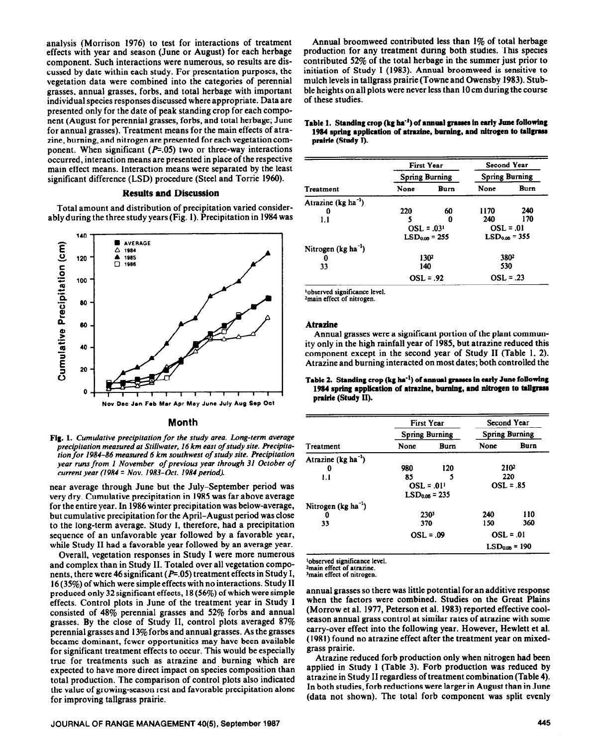analysis (Morrison 1976) to test for interactions of treatment effects with year and season (June or August) for each herbage component. Such interactions were numerous, so results are discussed by date within each study. For presentation purposes, the vegetation data were combined into the categories of perennial grasses, annual grasses, forbs, and total herbage with important individual species responses discussed where appropriate. Data are presented only for the date of peak standing crop for each component (August for perennial grasses, forbs, and total herbage; June for annual grasses). Treatment means for the main effects of atrazine, burning, and nitrogen are presented for each vegetation component. When significant ($P$=.05) two or three-way interactions occurred, interaction means are presented in place of the respective main effect means. Interaction means were separated by the least significant difference (LSD) procedure (Steel and Torrie 1960).

## Results and Discussion

Total amount and distribution of precipitation varied considerably during the three study years (Fig. 1). Precipitation in 1984 was near average through June but the July–September period was very dry. Cumulative precipitation in 1985 was far above average for the entire year. In 1986 winter precipitation was below-average, but cumulative precipitation for the April–August period was close to the long-term average. Study I, therefore, had a precipitation sequence of an unfavorable year followed by a favorable year, while Study II had a favorable year followed by an average year.

**Fig. 1.** *Cumulative precipitation for the study area. Long-term average precipitation measured at Stillwater, 16 km east of study site. Precipitation for 1984-86 measured 6 km southwest of study site. Precipitation year runs from 1 November of previous year through 31 October of current year (1984 = Nov. 1983–Oct. 1984 period).*

Overall, vegetation responses in Study I were more numerous and complex than in Study II. Totaled over all vegetation components, there were 46 significant ($P$=.05) treatment effects in Study I, 16 (35%) of which were simple effects with no interactions. Study II produced only 32 significant effects, 18 (56%) of which were simple effects. Control plots in June of the treatment year in Study I consisted of 48% perennial grasses and 52% forbs and annual grasses. By the close of Study II, control plots averaged 87% perennial grasses and 13% forbs and annual grasses. As the grasses became dominant, fewer opportunities may have been available for significant treatment effects to occur. This would be especially true for treatments such as atrazine and burning which are expected to have more direct impact on species composition than total production. The comparison of control plots also indicated the value of growing-season rest and favorable precipitation alone for improving tallgrass prairie.

Annual broomweed contributed less than 1% of total herbage production for any treatment during both studies. This species contributed 52% of the total herbage in the summer just prior to initiation of Study I (1983). Annual broomweed is sensitive to mulch levels in tallgrass prairie (Towne and Owensby 1983). Stubble heights on all plots were never less than 10 cm during the course of these studies.

**Table 1. Standing crop (kg ha$^{-1}$) of annual grasses in early June following 1984 spring application of atrazine, burning, and nitrogen to tallgrass prairie (Study I).**

| Treatment | First Year | | Second Year | |
|---|---|---|---|---|
| | Spring Burning | | Spring Burning | |
| | None | Burn | None | Burn |
| Atrazine (kg ha$^{-1}$) | | | | |
| 0 | 220 | 60 | 1170 | 240 |
| 1.1 | 5 | 0 | 240 | 170 |
| | OSL = .03[1] | | OSL = .01 | |
| | $LSD_{0.05}$ = 255 | | $LSD_{0.05}$ = 355 | |
| Nitrogen (kg ha$^{-1}$) | | | | |
| 0 | 130[2] | | 380[2] | |
| 33 | 140 | | 530 | |
| | OSL = .92 | | OSL = .23 | |

[1]observed significance level.
[2]main effect of nitrogen.

### Atrazine

Annual grasses were a significant portion of the plant community only in the high rainfall year of 1985, but atrazine reduced this component except in the second year of Study II (Table 1, 2). Atrazine and burning interacted on most dates; both controlled the annual grasses so there was little potential for an additive response when the factors were combined. Studies on the Great Plains (Morrow et al. 1977, Peterson et al. 1983) reported effective cool-season annual grass control at similar rates of atrazine with some carry-over effect into the following year. However, Hewlett et al. (1981) found no atrazine effect after the treatment year on mixed-grass prairie.

**Table 2. Standing crop (kg ha$^{-1}$) of annual grasses in early June following 1984 spring application of atrazine, burning, and nitrogen to tallgrass prairie (Study II).**

| Treatment | First Year | | Second Year | |
|---|---|---|---|---|
| | Spring Burning | | Spring Burning | |
| | None | Burn | None | Burn |
| Atrazine (kg ha$^{-1}$) | | | | |
| 0 | 980 | 120 | 210[2] | |
| 1.1 | 85 | 5 | 220 | |
| | OSL = .01[1] | | OSL = .85 | |
| | $LSD_{0.05}$ = 235 | | | |
| Nitrogen (kg ha$^{-1}$) | | | | |
| 0 | 230[3] | | 240 | 110 |
| 33 | 370 | | 150 | 360 |
| | OSL = .09 | | OSL = .01 | |
| | | | $LSD_{0.05}$ = 190 | |

[1]observed significance level.
[2]main effect of atrazine.
[3]main effect of nitrogen.

Atrazine reduced forb production only when nitrogen had been applied in Study I (Table 3). Forb production was reduced by atrazine in Study II regardless of treatment combination (Table 4). In both studies, forb reductions were larger in August than in June (data not shown). The total forb component was split evenly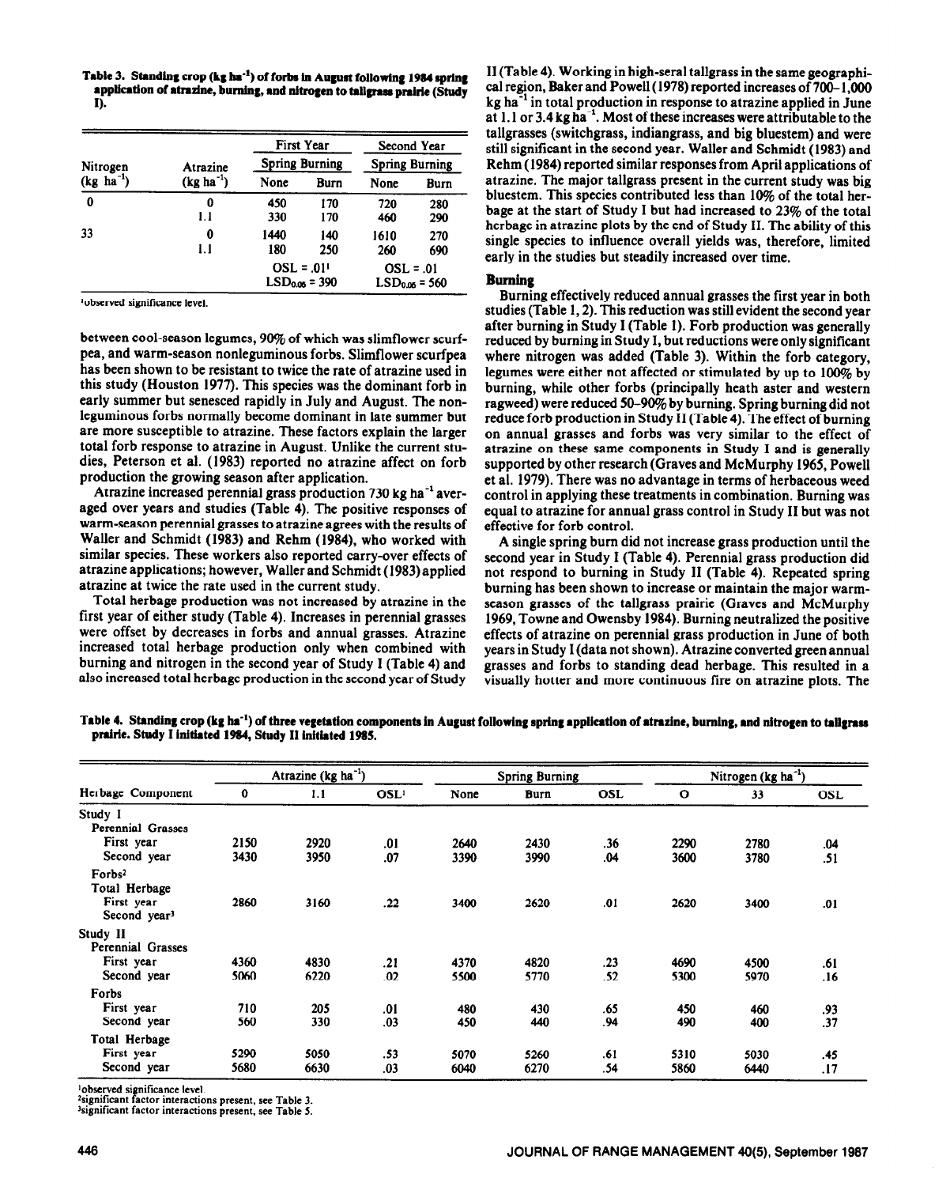**Table 3. Standing crop (kg ha$^{-1}$) of forbs in August following 1984 spring application of atrazine, burning, and nitrogen to tallgrass prairie (Study I).**

| Nitrogen (kg ha$^{-1}$) | Atrazine (kg ha$^{-1}$) | First Year Spring Burning | | Second Year Spring Burning | |
|---|---|---|---|---|---|
| | | None | Burn | None | Burn |
| 0 | 0 | 450 | 170 | 720 | 280 |
| | 1.1 | 330 | 170 | 460 | 290 |
| 33 | 0 | 1440 | 140 | 1610 | 270 |
| | 1.1 | 180 | 250 | 260 | 690 |
| | | OSL = .01[1] | | OSL = .01 | |
| | | $LSD_{0.05}$ = 390 | | $LSD_{0.05}$ = 560 | |

[1]observed significance level.

between cool-season legumes, 90% of which was slimflower scurfpea, and warm-season nonleguminous forbs. Slimflower scurfpea has been shown to be resistant to twice the rate of atrazine used in this study (Houston 1977). This species was the dominant forb in early summer but senesced rapidly in July and August. The nonleguminous forbs normally become dominant in late summer but are more susceptible to atrazine. These factors explain the larger total forb response to atrazine in August. Unlike the current studies, Peterson et al. (1983) reported no atrazine affect on forb production the growing season after application.

Atrazine increased perennial grass production 730 kg ha$^{-1}$ averaged over years and studies (Table 4). The positive responses of warm-season perennial grasses to atrazine agrees with the results of Waller and Schmidt (1983) and Rehm (1984), who worked with similar species. These workers also reported carry-over effects of atrazine applications; however, Waller and Schmidt (1983) applied atrazine at twice the rate used in the current study.

Total herbage production was not increased by atrazine in the first year of either study (Table 4). Increases in perennial grasses were offset by decreases in forbs and annual grasses. Atrazine increased total herbage production only when combined with burning and nitrogen in the second year of Study I (Table 4) and also increased total herbage production in the second year of Study II (Table 4). Working in high-seral tallgrass in the same geographical region, Baker and Powell (1978) reported increases of 700–1,000 kg ha$^{-1}$ in total production in response to atrazine applied in June at 1.1 or 3.4 kg ha$^{-1}$. Most of these increases were attributable to the tallgrasses (switchgrass, indiangrass, and big bluestem) and were still significant in the second year. Waller and Schmidt (1983) and Rehm (1984) reported similar responses from April applications of atrazine. The major tallgrass present in the current study was big bluestem. This species contributed less than 10% of the total herbage at the start of Study I but had increased to 23% of the total herbage in atrazine plots by the end of Study II. The ability of this single species to influence overall yields was, therefore, limited early in the studies but steadily increased over time.

## Burning

Burning effectively reduced annual grasses the first year in both studies (Table 1, 2). This reduction was still evident the second year after burning in Study I (Table 1). Forb production was generally reduced by burning in Study I, but reductions were only significant where nitrogen was added (Table 3). Within the forb category, legumes were either not affected or stimulated by up to 100% by burning, while other forbs (principally heath aster and western ragweed) were reduced 50–90% by burning. Spring burning did not reduce forb production in Study II (Table 4). The effect of burning on annual grasses and forbs was very similar to the effect of atrazine on these same components in Study I and is generally supported by other research (Graves and McMurphy 1965, Powell et al. 1979). There was no advantage in terms of herbaceous weed control in applying these treatments in combination. Burning was equal to atrazine for annual grass control in Study II but was not effective for forb control.

A single spring burn did not increase grass production until the second year in Study I (Table 4). Perennial grass production did not respond to burning in Study II (Table 4). Repeated spring burning has been shown to increase or maintain the major warm-season grasses of the tallgrass prairie (Graves and McMurphy 1969, Towne and Owensby 1984). Burning neutralized the positive effects of atrazine on perennial grass production in June of both years in Study I (data not shown). Atrazine converted green annual grasses and forbs to standing dead herbage. This resulted in a visually hotter and more continuous fire on atrazine plots. The

**Table 4. Standing crop (kg ha$^{-1}$) of three vegetation components in August following spring application of atrazine, burning, and nitrogen to tallgrass prairie. Study I initiated 1984, Study II initiated 1985.**

| Herbage Component | Atrazine (kg ha$^{-1}$) 0 | 1.1 | OSL[1] | Spring Burning None | Burn | OSL | Nitrogen (kg ha$^{-1}$) 0 | 33 | OSL |
|---|---|---|---|---|---|---|---|---|---|
| Study I | | | | | | | | | |
| Perennial Grasses | | | | | | | | | |
| First year | 2150 | 2920 | .01 | 2640 | 2430 | .36 | 2290 | 2780 | .04 |
| Second year | 3430 | 3950 | .07 | 3390 | 3990 | .04 | 3600 | 3780 | .51 |
| Forbs[2] | | | | | | | | | |
| Total Herbage | | | | | | | | | |
| First year | 2860 | 3160 | .22 | 3400 | 2620 | .01 | 2620 | 3400 | .01 |
| Second year[3] | | | | | | | | | |
| Study II | | | | | | | | | |
| Perennial Grasses | | | | | | | | | |
| First year | 4360 | 4830 | .21 | 4370 | 4820 | .23 | 4690 | 4500 | .61 |
| Second year | 5060 | 6220 | .02 | 5500 | 5770 | .52 | 5300 | 5970 | .16 |
| Forbs | | | | | | | | | |
| First year | 710 | 205 | .01 | 480 | 430 | .65 | 450 | 460 | .93 |
| Second year | 560 | 330 | .03 | 450 | 440 | .94 | 490 | 400 | .37 |
| Total Herbage | | | | | | | | | |
| First year | 5290 | 5050 | .53 | 5070 | 5260 | .61 | 5310 | 5030 | .45 |
| Second year | 5680 | 6630 | .03 | 6040 | 6270 | .54 | 5860 | 6440 | .17 |

[1]observed significance level.
[2]significant factor interactions present, see Table 3.
[3]significant factor interactions present, see Table 5.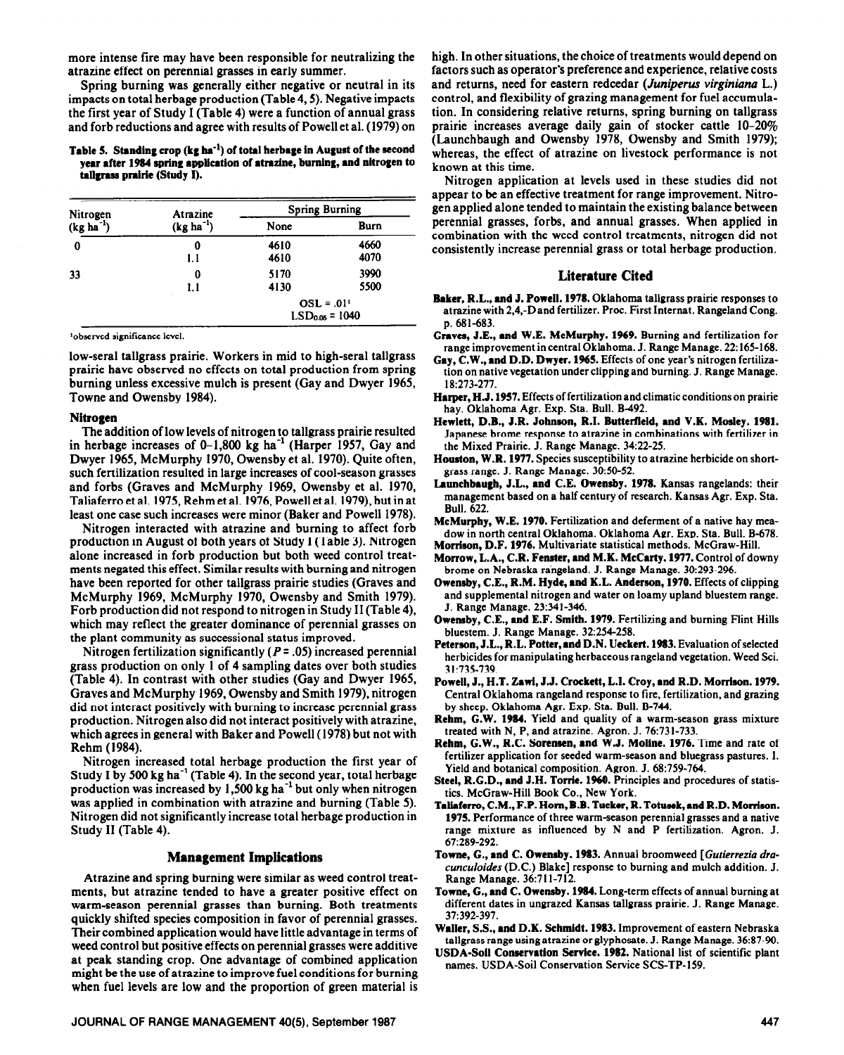more intense fire may have been responsible for neutralizing the atrazine effect on perennial grasses in early summer.

Spring burning was generally either negative or neutral in its impacts on total herbage production (Table 4, 5). Negative impacts the first year of Study I (Table 4) were a function of annual grass and forb reductions and agree with results of Powell et al. (1979) on low-seral tallgrass prairie. Workers in mid to high-seral tallgrass prairie have observed no effects on total production from spring burning unless excessive mulch is present (Gay and Dwyer 1965, Towne and Owensby 1984).

**Table 5. Standing crop (kg ha$^{-1}$) of total herbage in August of the second year after 1984 spring application of atrazine, burning, and nitrogen to tallgrass prairie (Study I).**

| Nitrogen (kg ha$^{-1}$) | Atrazine (kg ha$^{-1}$) | Spring Burning | |
|---|---|---|---|
| | | None | Burn |
| 0 | 0 | 4610 | 4660 |
| | 1.1 | 4610 | 4070 |
| 33 | 0 | 5170 | 3990 |
| | 1.1 | 4130 | 5500 |
| | | OSL = .01[1] | |
| | | $LSD_{0.05}$ = 1040 | |

[1]observed significance level.

### Nitrogen

The addition of low levels of nitrogen to tallgrass prairie resulted in herbage increases of 0–1,800 kg ha$^{-1}$ (Harper 1957, Gay and Dwyer 1965, McMurphy 1970, Owensby et al. 1970). Quite often, such fertilization resulted in large increases of cool-season grasses and forbs (Graves and McMurphy 1969, Owensby et al. 1970, Taliaferro et al. 1975, Rehm et al. 1976, Powell et al. 1979), but in at least one case such increases were minor (Baker and Powell 1978).

Nitrogen interacted with atrazine and burning to affect forb production in August of both years of Study I (Table 3). Nitrogen alone increased in forb production but both weed control treatments negated this effect. Similar results with burning and nitrogen have been reported for other tallgrass prairie studies (Graves and McMurphy 1969, McMurphy 1970, Owensby and Smith 1979). Forb production did not respond to nitrogen in Study II (Table 4), which may reflect the greater dominance of perennial grasses on the plant community as successional status improved.

Nitrogen fertilization significantly ($P$ = .05) increased perennial grass production on only 1 of 4 sampling dates over both studies (Table 4). In contrast with other studies (Gay and Dwyer 1965, Graves and McMurphy 1969, Owensby and Smith 1979), nitrogen did not interact positively with burning to increase perennial grass production. Nitrogen also did not interact positively with atrazine, which agrees in general with Baker and Powell (1978) but not with Rehm (1984).

Nitrogen increased total herbage production the first year of Study I by 500 kg ha$^{-1}$ (Table 4). In the second year, total herbage production was increased by 1,500 kg ha$^{-1}$ but only when nitrogen was applied in combination with atrazine and burning (Table 5). Nitrogen did not significantly increase total herbage production in Study II (Table 4).

## Management Implications

Atrazine and spring burning were similar as weed control treatments, but atrazine tended to have a greater positive effect on warm-season perennial grasses than burning. Both treatments quickly shifted species composition in favor of perennial grasses. Their combined application would have little advantage in terms of weed control but positive effects on perennial grasses were additive at peak standing crop. One advantage of combined application might be the use of atrazine to improve fuel conditions for burning when fuel levels are low and the proportion of green material is high. In other situations, the choice of treatments would depend on factors such as operator's preference and experience, relative costs and returns, need for eastern redcedar (*Juniperus virginiana* L.) control, and flexibility of grazing management for fuel accumulation. In considering relative returns, spring burning on tallgrass prairie increases average daily gain of stocker cattle 10–20% (Launchbaugh and Owensby 1978, Owensby and Smith 1979); whereas, the effect of atrazine on livestock performance is not known at this time.

Nitrogen application at levels used in these studies did not appear to be an effective treatment for range improvement. Nitrogen applied alone tended to maintain the existing balance between perennial grasses, forbs, and annual grasses. When applied in combination with the weed control treatments, nitrogen did not consistently increase perennial grass or total herbage production.

## Literature Cited

**Baker, R.L., and J. Powell. 1978.** Oklahoma tallgrass prairie responses to atrazine with 2,4,-D and fertilizer. Proc. First Internat. Rangeland Cong. p. 681-683.

**Graves, J.E., and W.E. McMurphy. 1969.** Burning and fertilization for range improvement in central Oklahoma. J. Range Manage. 22:165-168.

**Gay, C.W., and D.D. Dwyer. 1965.** Effects of one year's nitrogen fertilization on native vegetation under clipping and burning. J. Range Manage. 18:273-277.

**Harper, H.J. 1957.** Effects of fertilization and climatic conditions on prairie hay. Oklahoma Agr. Exp. Sta. Bull. B-492.

**Hewlett, D.B., J.R. Johnson, R.I. Butterfield, and V.K. Mosley. 1981.** Japanese brome response to atrazine in combinations with fertilizer in the Mixed Prairie. J. Range Manage. 34:22-25.

**Houston, W.R. 1977.** Species susceptibility to atrazine herbicide on shortgrass range. J. Range Manage. 30:50-52.

**Launchbaugh, J.L., and C.E. Owensby. 1978.** Kansas rangelands: their management based on a half century of research. Kansas Agr. Exp. Sta. Bull. 622.

**McMurphy, W.E. 1970.** Fertilization and deferment of a native hay meadow in north central Oklahoma. Oklahoma Agr. Exp. Sta. Bull. B-678.

**Morrison, D.F. 1976.** Multivariate statistical methods. McGraw-Hill.

**Morrow, L.A., C.R. Fenster, and M.K. McCarty. 1977.** Control of downy brome on Nebraska rangeland. J. Range Manage. 30:293-296.

**Owensby, C.E., R.M. Hyde, and K.L. Anderson, 1970.** Effects of clipping and supplemental nitrogen and water on loamy upland bluestem range. J. Range Manage. 23:341-346.

**Owensby, C.E., and E.F. Smith. 1979.** Fertilizing and burning Flint Hills bluestem. J. Range Manage. 32:254-258.

**Peterson, J.L., R.L. Potter, and D.N. Ueckert. 1983.** Evaluation of selected herbicides for manipulating herbaceous rangeland vegetation. Weed Sci. 31:735-739.

**Powell, J., H.T. Zawi, J.J. Crockett, L.I. Croy, and R.D. Morrison. 1979.** Central Oklahoma rangeland response to fire, fertilization, and grazing by sheep. Oklahoma Agr. Exp. Sta. Bull. B-744.

**Rehm, G.W. 1984.** Yield and quality of a warm-season grass mixture treated with N, P, and atrazine. Agron. J. 76:731-733.

**Rehm, G.W., R.C. Sorensen, and W.J. Moline. 1976.** Time and rate of fertilizer application for seeded warm-season and bluegrass pastures. I. Yield and botanical composition. Agron. J. 68:759-764.

**Steel, R.G.D., and J.H. Torrie. 1960.** Principles and procedures of statistics. McGraw-Hill Book Co., New York.

**Taliaferro, C.M., F.P. Horn, B.B. Tucker, R. Totusek, and R.D. Morrison. 1975.** Performance of three warm-season perennial grasses and a native range mixture as influenced by N and P fertilization. Agron. J. 67:289-292.

**Towne, G., and C. Owensby. 1983.** Annual broomweed [*Gutierrezia dracunculoides* (D.C.) Blake] response to burning and mulch addition. J. Range Manage. 36:711-712.

**Towne, G., and C. Owensby. 1984.** Long-term effects of annual burning at different dates in ungrazed Kansas tallgrass prairie. J. Range Manage. 37:392-397.

**Waller, S.S., and D.K. Schmidt. 1983.** Improvement of eastern Nebraska tallgrass range using atrazine or glyphosate. J. Range Manage. 36:87-90.

**USDA-Soil Conservation Service. 1982.** National list of scientific plant names. USDA-Soil Conservation Service SCS-TP-159.